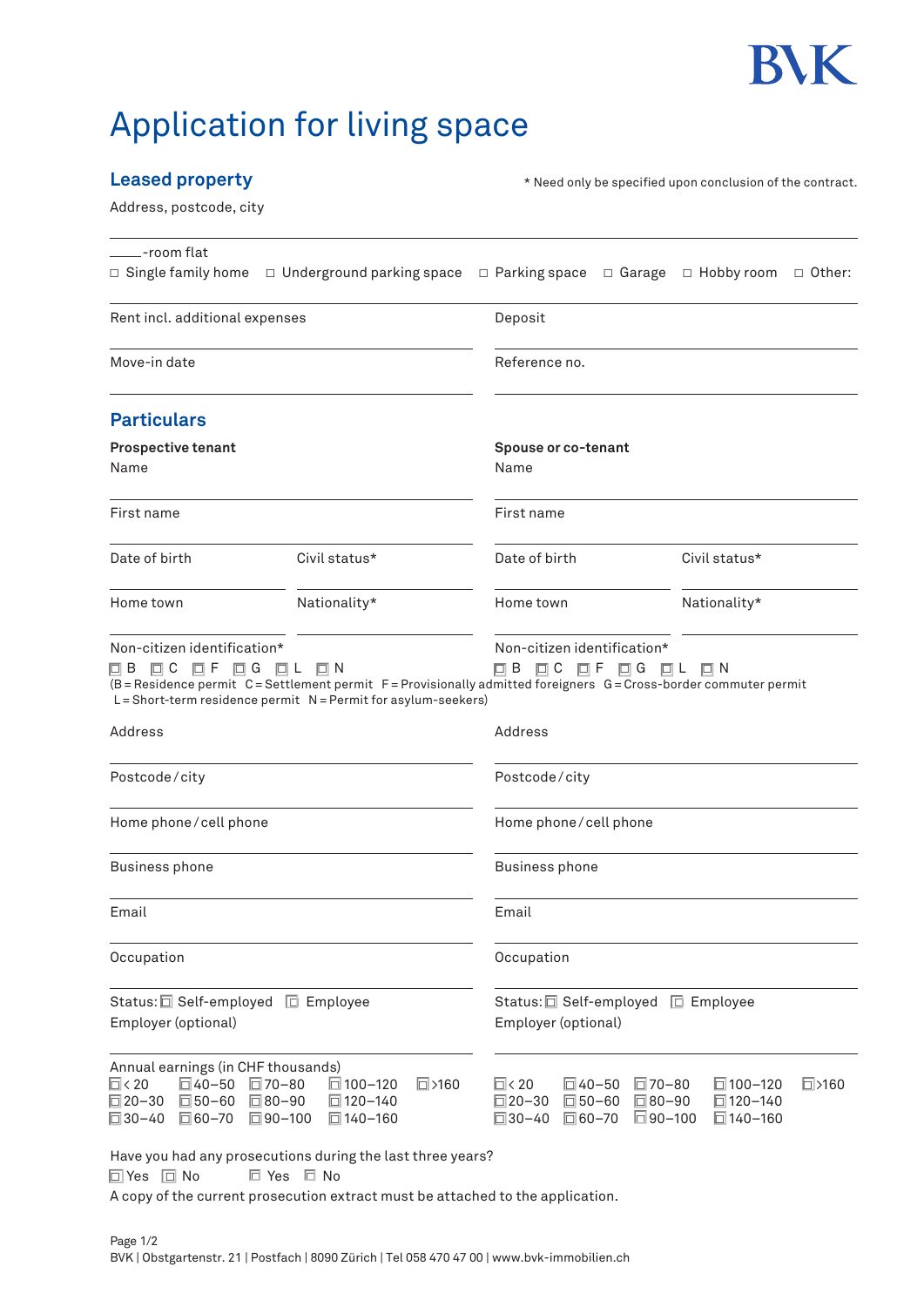BVK

# Application for living space

## Leased property

\* Need only be specified upon conclusion of the contract.

Address, postcode, city

____-room flat

☐ Single family home ☐ Underground parking space ☐ Parking space ☐ Garage ☐ Hobby room ☐ Other:

Rent incl. additional expenses

Deposit

Move-in date

Reference no.

## Particulars

| **Prospective tenant** | | **Spouse or co-tenant** | |
|---|---|---|---|
| Name | | Name | |
| First name | | First name | |
| Date of birth | Civil status* | Date of birth | Civil status* |
| Home town | Nationality* | Home town | Nationality* |
| Non-citizen identification*<br>☐ B ☐ C ☐ F ☐ G ☐ L ☐ N | | Non-citizen identification*<br>☐ B ☐ C ☐ F ☐ G ☐ L ☐ N | |

(B = Residence permit C = Settlement permit F = Provisionally admitted foreigners G = Cross-border commuter permit L = Short-term residence permit N = Permit for asylum-seekers)

| Prospective tenant | Spouse or co-tenant |
|---|---|
| Address | Address |
| Postcode / city | Postcode / city |
| Home phone / cell phone | Home phone / cell phone |
| Business phone | Business phone |
| Email | Email |
| Occupation | Occupation |
| Status: ☐ Self-employed ☐ Employee<br>Employer (optional) | Status: ☐ Self-employed ☐ Employee<br>Employer (optional) |

Annual earnings (in CHF thousands)

| Prospective tenant | | | | | Spouse or co-tenant | | | | |
|---|---|---|---|---|---|---|---|---|---|
| ☐ < 20 | ☐ 40–50 | ☐ 70–80 | ☐ 100–120 | ☐ >160 | ☐ < 20 | ☐ 40–50 | ☐ 70–80 | ☐ 100–120 | ☐ >160 |
| ☐ 20–30 | ☐ 50–60 | ☐ 80–90 | ☐ 120–140 | | ☐ 20–30 | ☐ 50–60 | ☐ 80–90 | ☐ 120–140 | |
| ☐ 30–40 | ☐ 60–70 | ☐ 90–100 | ☐ 140–160 | | ☐ 30–40 | ☐ 60–70 | ☐ 90–100 | ☐ 140–160 | |

Have you had any prosecutions during the last three years?

☐ Yes ☐ No ☐ Yes ☐ No

A copy of the current prosecution extract must be attached to the application.

BVK | Obstgartenstr. 21 | Postfach | 8090 Zürich | Tel 058 470 47 00 | www.bvk-immobilien.ch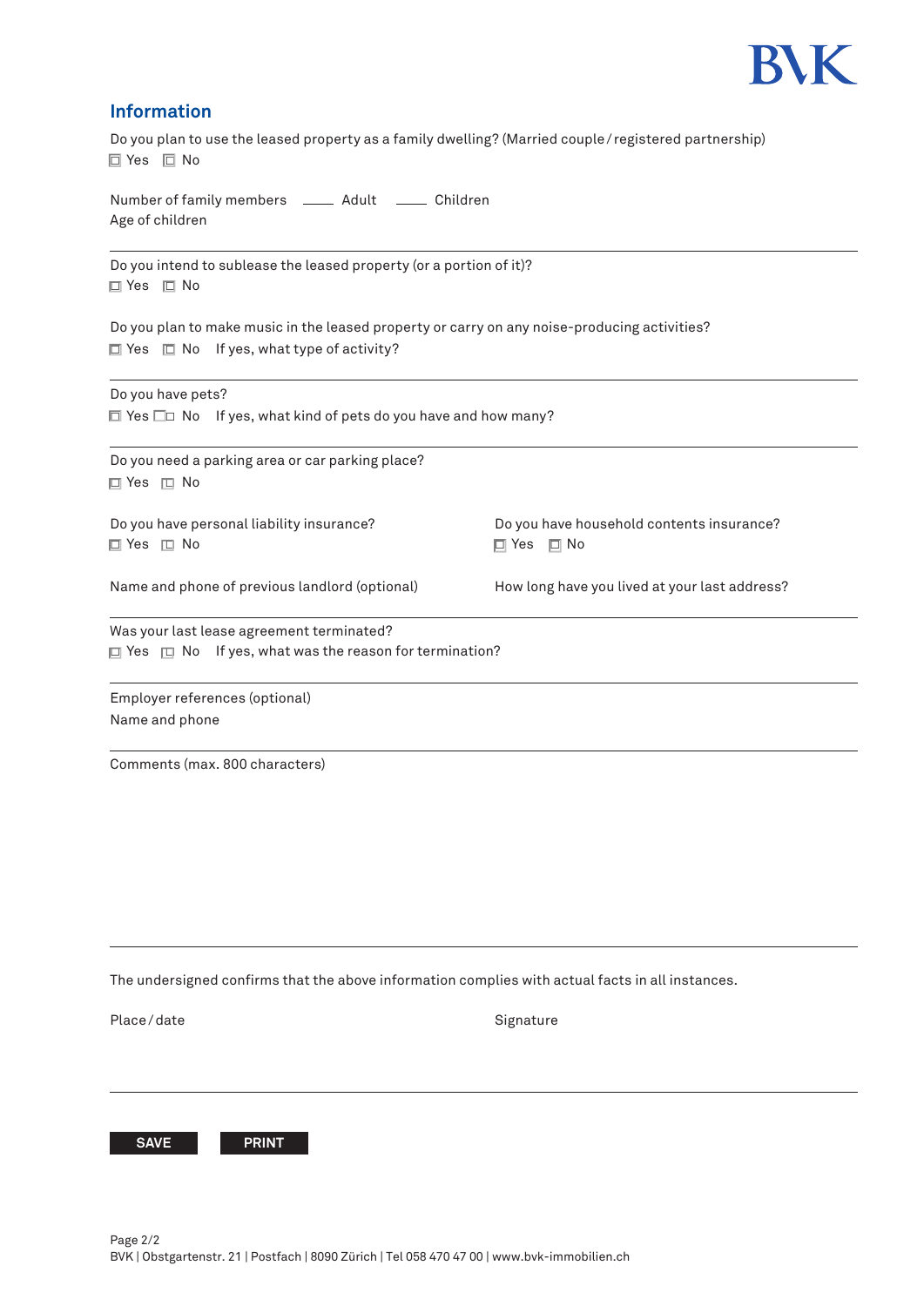BVK

## Information

Do you plan to use the leased property as a family dwelling? (Married couple / registered partnership)

☐ Yes ☐ No

Number of family members ____ Adult ____ Children

Age of children

---

Do you intend to sublease the leased property (or a portion of it)?

☐ Yes ☐ No

Do you plan to make music in the leased property or carry on any noise-producing activities?

☐ Yes ☐ No If yes, what type of activity?

---

Do you have pets?

☐ Yes ☐ No If yes, what kind of pets do you have and how many?

---

Do you need a parking area or car parking place?

☐ Yes ☐ No

Do you have personal liability insurance?

☐ Yes ☐ No

Do you have household contents insurance?

☐ Yes ☐ No

Name and phone of previous landlord (optional)

How long have you lived at your last address?

---

Was your last lease agreement terminated?

☐ Yes ☐ No If yes, what was the reason for termination?

---

Employer references (optional)

Name and phone

---

Comments (max. 800 characters)

---

The undersigned confirms that the above information complies with actual facts in all instances.

Place / date

Signature

---

SAVE PRINT

BVK | Obstgartenstr. 21 | Postfach | 8090 Zürich | Tel 058 470 47 00 | www.bvk-immobilien.ch